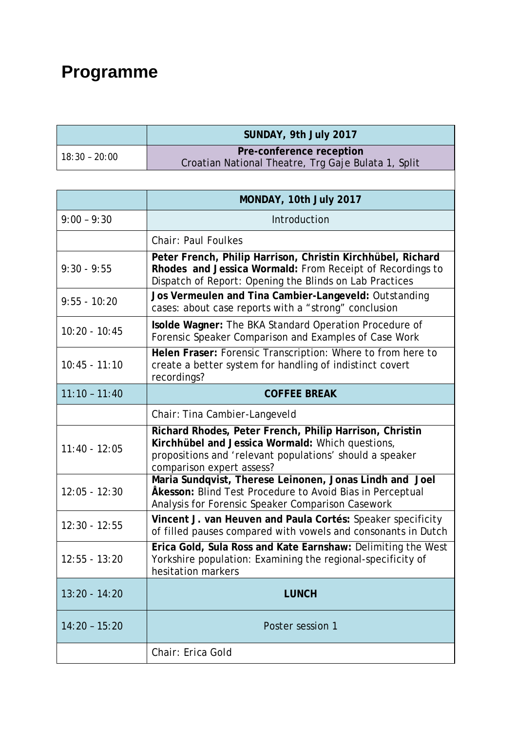# Programme

| | SUNDAY, 9th July 2017 |
|---|---|
| 18:30 – 20:00 | **Pre-conference reception** Croatian National Theatre, Trg Gaje Bulata 1, Split |

| | MONDAY, 10th July 2017 |
|---|---|
| 9:00 – 9:30 | Introduction |
| | Chair: Paul Foulkes |
| 9:30 - 9:55 | **Peter French, Philip Harrison, Christin Kirchhübel, Richard Rhodes and Jessica Wormald:** From Receipt of Recordings to Dispatch of Report: Opening the Blinds on Lab Practices |
| 9:55 - 10:20 | **Jos Vermeulen and Tina Cambier-Langeveld:** Outstanding cases: about case reports with a "strong" conclusion |
| 10:20 - 10:45 | **Isolde Wagner:** The BKA Standard Operation Procedure of Forensic Speaker Comparison and Examples of Case Work |
| 10:45 - 11:10 | **Helen Fraser:** Forensic Transcription: Where to from here to create a better system for handling of indistinct covert recordings? |
| 11:10 – 11:40 | **COFFEE BREAK** |
| | Chair: Tina Cambier-Langeveld |
| 11:40 - 12:05 | **Richard Rhodes, Peter French, Philip Harrison, Christin Kirchhübel and Jessica Wormald:** Which questions, propositions and 'relevant populations' should a speaker comparison expert assess? |
| 12:05 - 12:30 | **Maria Sundqvist, Therese Leinonen, Jonas Lindh and Joel Åkesson:** Blind Test Procedure to Avoid Bias in Perceptual Analysis for Forensic Speaker Comparison Casework |
| 12:30 - 12:55 | **Vincent J. van Heuven and Paula Cortés:** Speaker specificity of filled pauses compared with vowels and consonants in Dutch |
| 12:55 - 13:20 | **Erica Gold, Sula Ross and Kate Earnshaw:** Delimiting the West Yorkshire population: Examining the regional-specificity of hesitation markers |
| 13:20 - 14:20 | **LUNCH** |
| 14:20 – 15:20 | Poster session 1 |
| | Chair: Erica Gold |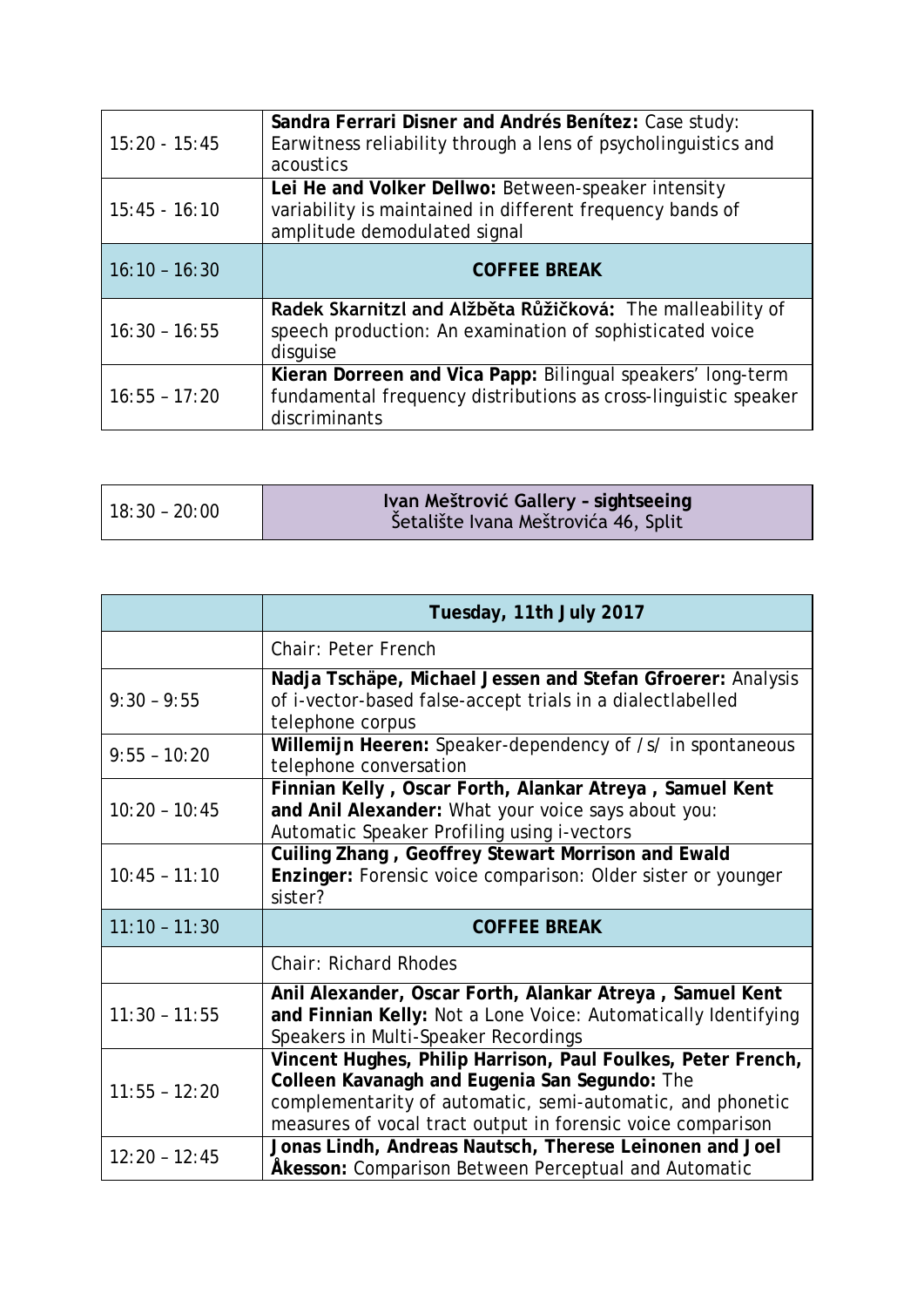| | |
|---|---|
| 15:20 - 15:45 | **Sandra Ferrari Disner and Andrés Benítez:** Case study: Earwitness reliability through a lens of psycholinguistics and acoustics |
| 15:45 - 16:10 | **Lei He and Volker Dellwo:** Between-speaker intensity variability is maintained in different frequency bands of amplitude demodulated signal |
| 16:10 – 16:30 | **COFFEE BREAK** |
| 16:30 – 16:55 | **Radek Skarnitzl and Alžběta Růžičková:** The malleability of speech production: An examination of sophisticated voice disguise |
| 16:55 – 17:20 | **Kieran Dorreen and Vica Papp:** Bilingual speakers' long-term fundamental frequency distributions as cross-linguistic speaker discriminants |

| | |
|---|---|
| 18:30 – 20:00 | **Ivan Meštrović Gallery – sightseeing** Šetalište Ivana Meštrovića 46, Split |

| | **Tuesday, 11th July 2017** |
|---|---|
| | Chair: Peter French |
| 9:30 – 9:55 | **Nadja Tschäpe, Michael Jessen and Stefan Gfroerer:** Analysis of i-vector-based false-accept trials in a dialectlabelled telephone corpus |
| 9:55 – 10:20 | **Willemijn Heeren:** Speaker-dependency of /s/ in spontaneous telephone conversation |
| 10:20 – 10:45 | **Finnian Kelly , Oscar Forth, Alankar Atreya , Samuel Kent and Anil Alexander:** What your voice says about you: Automatic Speaker Profiling using i-vectors |
| 10:45 – 11:10 | **Cuiling Zhang , Geoffrey Stewart Morrison and Ewald Enzinger:** Forensic voice comparison: Older sister or younger sister? |
| 11:10 – 11:30 | **COFFEE BREAK** |
| | Chair: Richard Rhodes |
| 11:30 – 11:55 | **Anil Alexander, Oscar Forth, Alankar Atreya , Samuel Kent and Finnian Kelly:** Not a Lone Voice: Automatically Identifying Speakers in Multi-Speaker Recordings |
| 11:55 – 12:20 | **Vincent Hughes, Philip Harrison, Paul Foulkes, Peter French, Colleen Kavanagh and Eugenia San Segundo:** The complementarity of automatic, semi-automatic, and phonetic measures of vocal tract output in forensic voice comparison |
| 12:20 – 12:45 | **Jonas Lindh, Andreas Nautsch, Therese Leinonen and Joel Åkesson:** Comparison Between Perceptual and Automatic |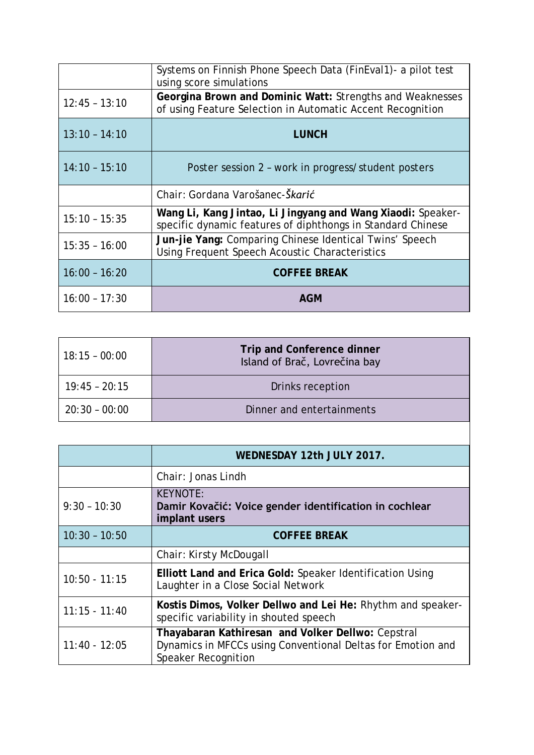|  |  |
|---|---|
|  | Systems on Finnish Phone Speech Data (FinEval1)- a pilot test using score simulations |
| 12:45 – 13:10 | **Georgina Brown and Dominic Watt:** Strengths and Weaknesses of using Feature Selection in Automatic Accent Recognition |
| 13:10 – 14:10 | **LUNCH** |
| 14:10 – 15:10 | Poster session 2 – work in progress/student posters |
|  | Chair: Gordana Varošanec-*Škarić* |
| 15:10 – 15:35 | **Wang Li, Kang Jintao, Li Jingyang and Wang Xiaodi:** Speaker-specific dynamic features of diphthongs in Standard Chinese |
| 15:35 – 16:00 | **Jun-jie Yang:** Comparing Chinese Identical Twins' Speech Using Frequent Speech Acoustic Characteristics |
| 16:00 – 16:20 | **COFFEE BREAK** |
| 16:00 – 17:30 | **AGM** |

|  |  |
|---|---|
| 18:15 – 00:00 | **Trip and Conference dinner** Island of Brač, Lovrečina bay |
| 19:45 – 20:15 | Drinks reception |
| 20:30 – 00:00 | Dinner and entertainments |

|  | **WEDNESDAY 12th JULY 2017.** |
|---|---|
|  | Chair: Jonas Lindh |
| 9:30 – 10:30 | KEYNOTE: **Damir Kovačić: Voice gender identification in cochlear implant users** |
| 10:30 – 10:50 | **COFFEE BREAK** |
|  | Chair: Kirsty McDougall |
| 10:50 - 11:15 | **Elliott Land and Erica Gold:** Speaker Identification Using Laughter in a Close Social Network |
| 11:15 - 11:40 | **Kostis Dimos, Volker Dellwo and Lei He:** Rhythm and speaker-specific variability in shouted speech |
| 11:40 - 12:05 | **Thayabaran Kathiresan and Volker Dellwo:** Cepstral Dynamics in MFCCs using Conventional Deltas for Emotion and Speaker Recognition |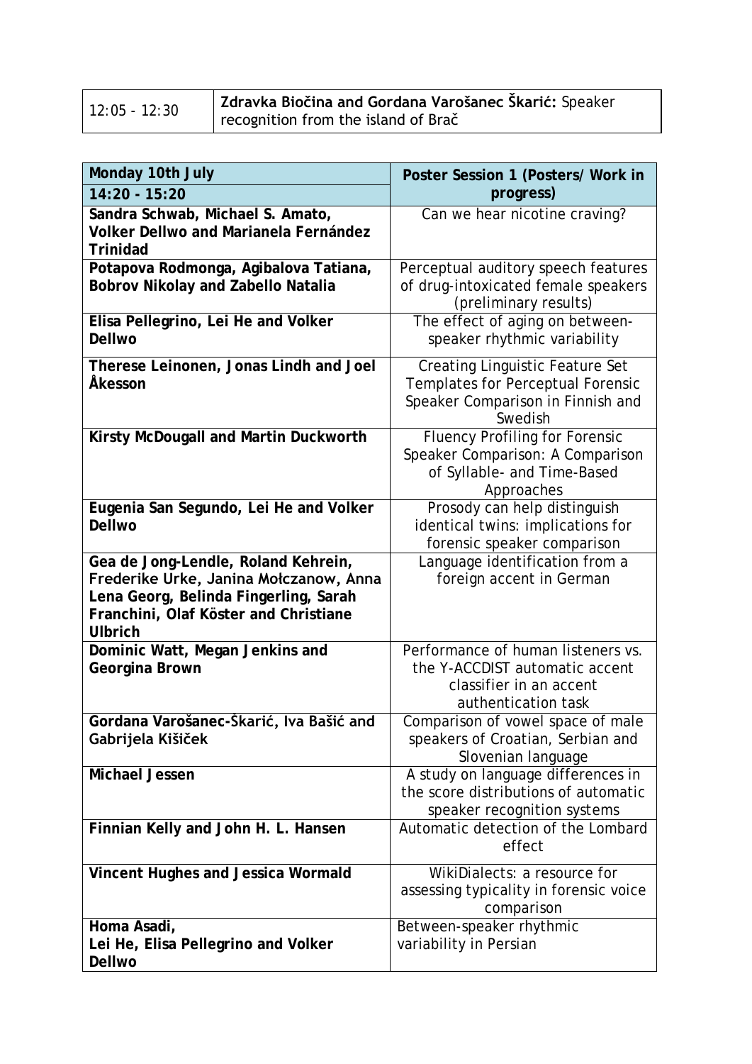| 12:05 - 12:30 | **Zdravka Biočina and Gordana Varošanec Škarić:** Speaker recognition from the island of Brač |
|---|---|

| **Monday 10th July** | **Poster Session 1 (Posters/ Work in progress)** |
|---|---|
| **14:20 - 15:20** | |
| **Sandra Schwab, Michael S. Amato, Volker Dellwo and Marianela Fernández Trinidad** | Can we hear nicotine craving? |
| **Potapova Rodmonga, Agibalova Tatiana, Bobrov Nikolay and Zabello Natalia** | Perceptual auditory speech features of drug-intoxicated female speakers (preliminary results) |
| **Elisa Pellegrino, Lei He and Volker Dellwo** | The effect of aging on between-speaker rhythmic variability |
| **Therese Leinonen, Jonas Lindh and Joel Åkesson** | Creating Linguistic Feature Set Templates for Perceptual Forensic Speaker Comparison in Finnish and Swedish |
| **Kirsty McDougall and Martin Duckworth** | Fluency Profiling for Forensic Speaker Comparison: A Comparison of Syllable- and Time-Based Approaches |
| **Eugenia San Segundo, Lei He and Volker Dellwo** | Prosody can help distinguish identical twins: implications for forensic speaker comparison |
| **Gea de Jong-Lendle, Roland Kehrein, Frederike Urke, Janina Mołczanow, Anna Lena Georg, Belinda Fingerling, Sarah Franchini, Olaf Köster and Christiane Ulbrich** | Language identification from a foreign accent in German |
| **Dominic Watt, Megan Jenkins and Georgina Brown** | Performance of human listeners vs. the Y-ACCDIST automatic accent classifier in an accent authentication task |
| **Gordana Varošanec-Škarić, Iva Bašić and Gabrijela Kišiček** | Comparison of vowel space of male speakers of Croatian, Serbian and Slovenian language |
| **Michael Jessen** | A study on language differences in the score distributions of automatic speaker recognition systems |
| **Finnian Kelly and John H. L. Hansen** | Automatic detection of the Lombard effect |
| **Vincent Hughes and Jessica Wormald** | WikiDialects: a resource for assessing typicality in forensic voice comparison |
| **Homa Asadi, Lei He, Elisa Pellegrino and Volker Dellwo** | Between-speaker rhythmic variability in Persian |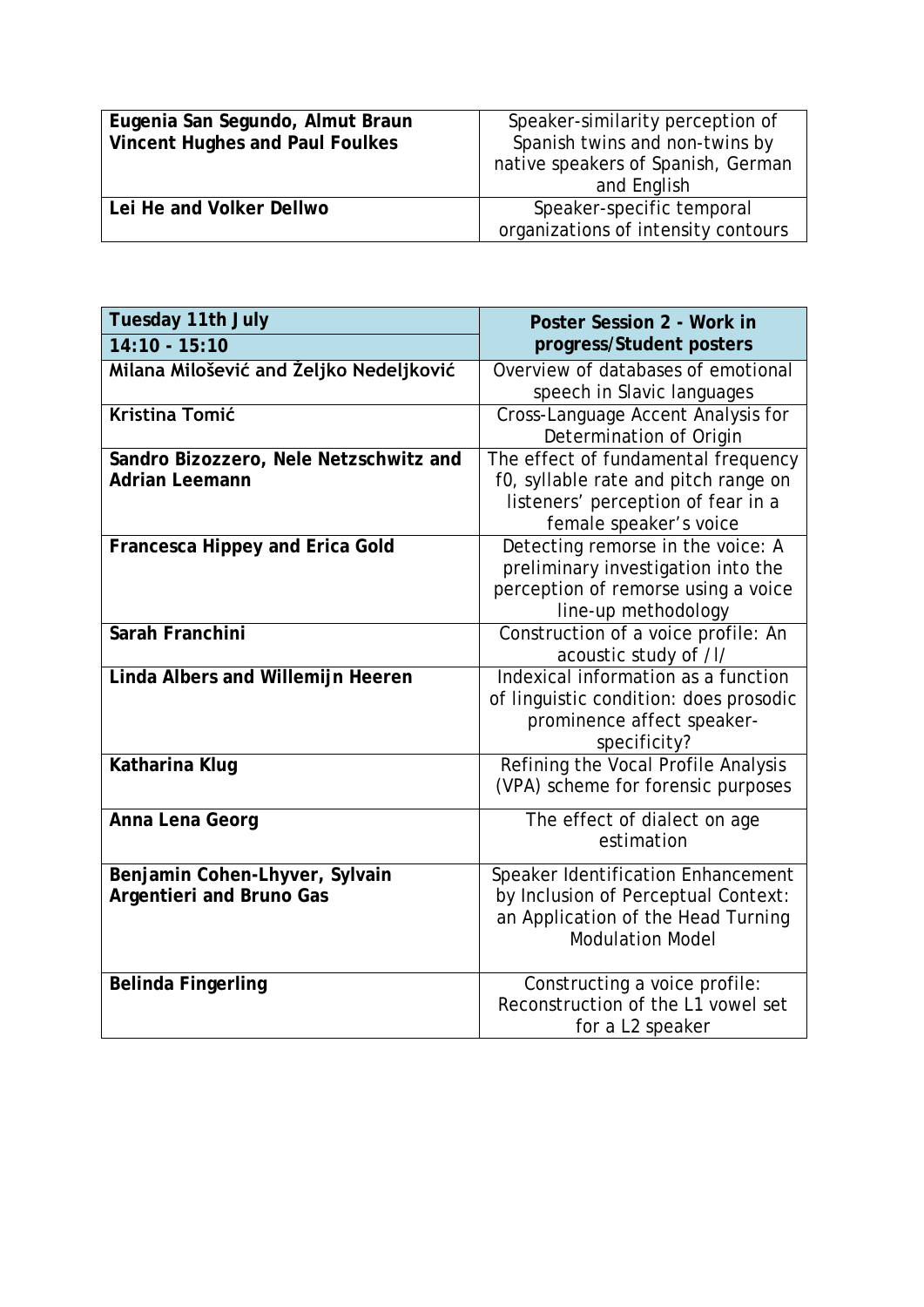| | |
|---|---|
| **Eugenia San Segundo, Almut Braun Vincent Hughes and Paul Foulkes** | Speaker-similarity perception of Spanish twins and non-twins by native speakers of Spanish, German and English |
| **Lei He and Volker Dellwo** | Speaker-specific temporal organizations of intensity contours |

| **Tuesday 11th July** <br> **14:10 - 15:10** | **Poster Session 2 - Work in progress/Student posters** |
|---|---|
| **Milana Milošević and Željko Nedeljković** | Overview of databases of emotional speech in Slavic languages |
| **Kristina Tomić** | Cross-Language Accent Analysis for Determination of Origin |
| **Sandro Bizozzero, Nele Netzschwitz and Adrian Leemann** | The effect of fundamental frequency f0, syllable rate and pitch range on listeners' perception of fear in a female speaker's voice |
| **Francesca Hippey and Erica Gold** | Detecting remorse in the voice: A preliminary investigation into the perception of remorse using a voice line-up methodology |
| **Sarah Franchini** | Construction of a voice profile: An acoustic study of /l/ |
| **Linda Albers and Willemijn Heeren** | Indexical information as a function of linguistic condition: does prosodic prominence affect speaker-specificity? |
| **Katharina Klug** | Refining the Vocal Profile Analysis (VPA) scheme for forensic purposes |
| **Anna Lena Georg** | The effect of dialect on age estimation |
| **Benjamin Cohen-Lhyver, Sylvain Argentieri and Bruno Gas** | Speaker Identification Enhancement by Inclusion of Perceptual Context: an Application of the Head Turning Modulation Model |
| **Belinda Fingerling** | Constructing a voice profile: Reconstruction of the L1 vowel set for a L2 speaker |